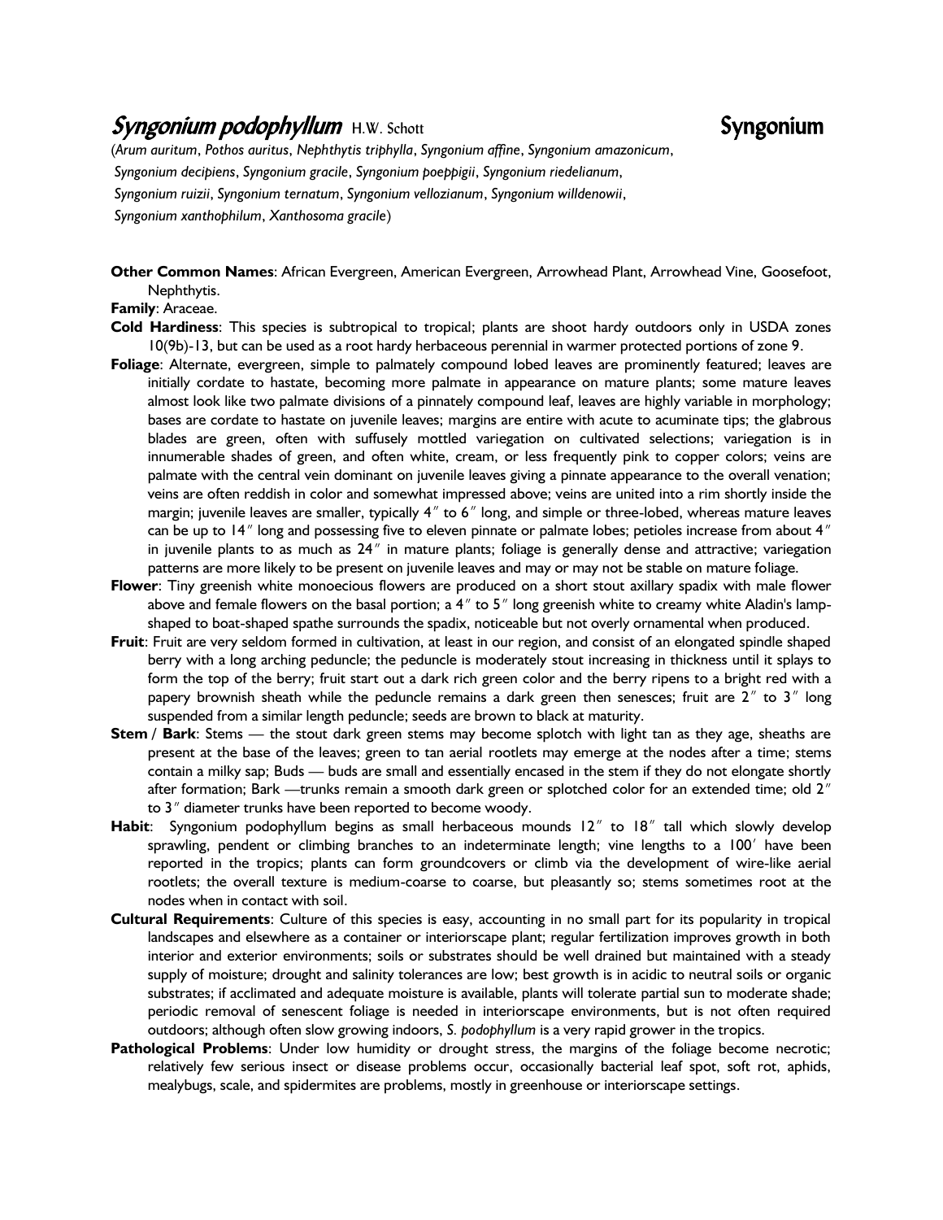# *Syngonium podophyllum* H.W. Schott — Syngonium

(*Arum auritum*, *Pothos auritus*, *Nephthytis triphylla*, *Syngonium affine*, *Syngonium amazonicum*, *Syngonium decipiens*, *Syngonium gracile*, *Syngonium poeppigii*, *Syngonium riedelianum*, *Syngonium ruizii*, *Syngonium ternatum*, *Syngonium vellozianum*, *Syngonium willdenowii*, *Syngonium xanthophilum*, *Xanthosoma gracile*)

**Other Common Names**: African Evergreen, American Evergreen, Arrowhead Plant, Arrowhead Vine, Goosefoot, Nephthytis.

**Family**: Araceae.

**Cold Hardiness**: This species is subtropical to tropical; plants are shoot hardy outdoors only in USDA zones 10(9b)-13, but can be used as a root hardy herbaceous perennial in warmer protected portions of zone 9.

**Foliage**: Alternate, evergreen, simple to palmately compound lobed leaves are prominently featured; leaves are initially cordate to hastate, becoming more palmate in appearance on mature plants; some mature leaves almost look like two palmate divisions of a pinnately compound leaf, leaves are highly variable in morphology; bases are cordate to hastate on juvenile leaves; margins are entire with acute to acuminate tips; the glabrous blades are green, often with suffusely mottled variegation on cultivated selections; variegation is in innumerable shades of green, and often white, cream, or less frequently pink to copper colors; veins are palmate with the central vein dominant on juvenile leaves giving a pinnate appearance to the overall venation; veins are often reddish in color and somewhat impressed above; veins are united into a rim shortly inside the margin; juvenile leaves are smaller, typically 4″ to 6″ long, and simple or three-lobed, whereas mature leaves can be up to 14″ long and possessing five to eleven pinnate or palmate lobes; petioles increase from about 4″ in juvenile plants to as much as 24″ in mature plants; foliage is generally dense and attractive; variegation patterns are more likely to be present on juvenile leaves and may or may not be stable on mature foliage.

**Flower**: Tiny greenish white monoecious flowers are produced on a short stout axillary spadix with male flower above and female flowers on the basal portion; a 4″ to 5″ long greenish white to creamy white Aladin's lamp-shaped to boat-shaped spathe surrounds the spadix, noticeable but not overly ornamental when produced.

**Fruit**: Fruit are very seldom formed in cultivation, at least in our region, and consist of an elongated spindle shaped berry with a long arching peduncle; the peduncle is moderately stout increasing in thickness until it splays to form the top of the berry; fruit start out a dark rich green color and the berry ripens to a bright red with a papery brownish sheath while the peduncle remains a dark green then senesces; fruit are 2″ to 3″ long suspended from a similar length peduncle; seeds are brown to black at maturity.

**Stem / Bark**: Stems — the stout dark green stems may become splotch with light tan as they age, sheaths are present at the base of the leaves; green to tan aerial rootlets may emerge at the nodes after a time; stems contain a milky sap; Buds — buds are small and essentially encased in the stem if they do not elongate shortly after formation; Bark —trunks remain a smooth dark green or splotched color for an extended time; old 2″ to 3″ diameter trunks have been reported to become woody.

**Habit**: Syngonium podophyllum begins as small herbaceous mounds 12″ to 18″ tall which slowly develop sprawling, pendent or climbing branches to an indeterminate length; vine lengths to a 100′ have been reported in the tropics; plants can form groundcovers or climb via the development of wire-like aerial rootlets; the overall texture is medium-coarse to coarse, but pleasantly so; stems sometimes root at the nodes when in contact with soil.

**Cultural Requirements**: Culture of this species is easy, accounting in no small part for its popularity in tropical landscapes and elsewhere as a container or interiorscape plant; regular fertilization improves growth in both interior and exterior environments; soils or substrates should be well drained but maintained with a steady supply of moisture; drought and salinity tolerances are low; best growth is in acidic to neutral soils or organic substrates; if acclimated and adequate moisture is available, plants will tolerate partial sun to moderate shade; periodic removal of senescent foliage is needed in interiorscape environments, but is not often required outdoors; although often slow growing indoors, *S. podophyllum* is a very rapid grower in the tropics.

**Pathological Problems**: Under low humidity or drought stress, the margins of the foliage become necrotic; relatively few serious insect or disease problems occur, occasionally bacterial leaf spot, soft rot, aphids, mealybugs, scale, and spidermites are problems, mostly in greenhouse or interiorscape settings.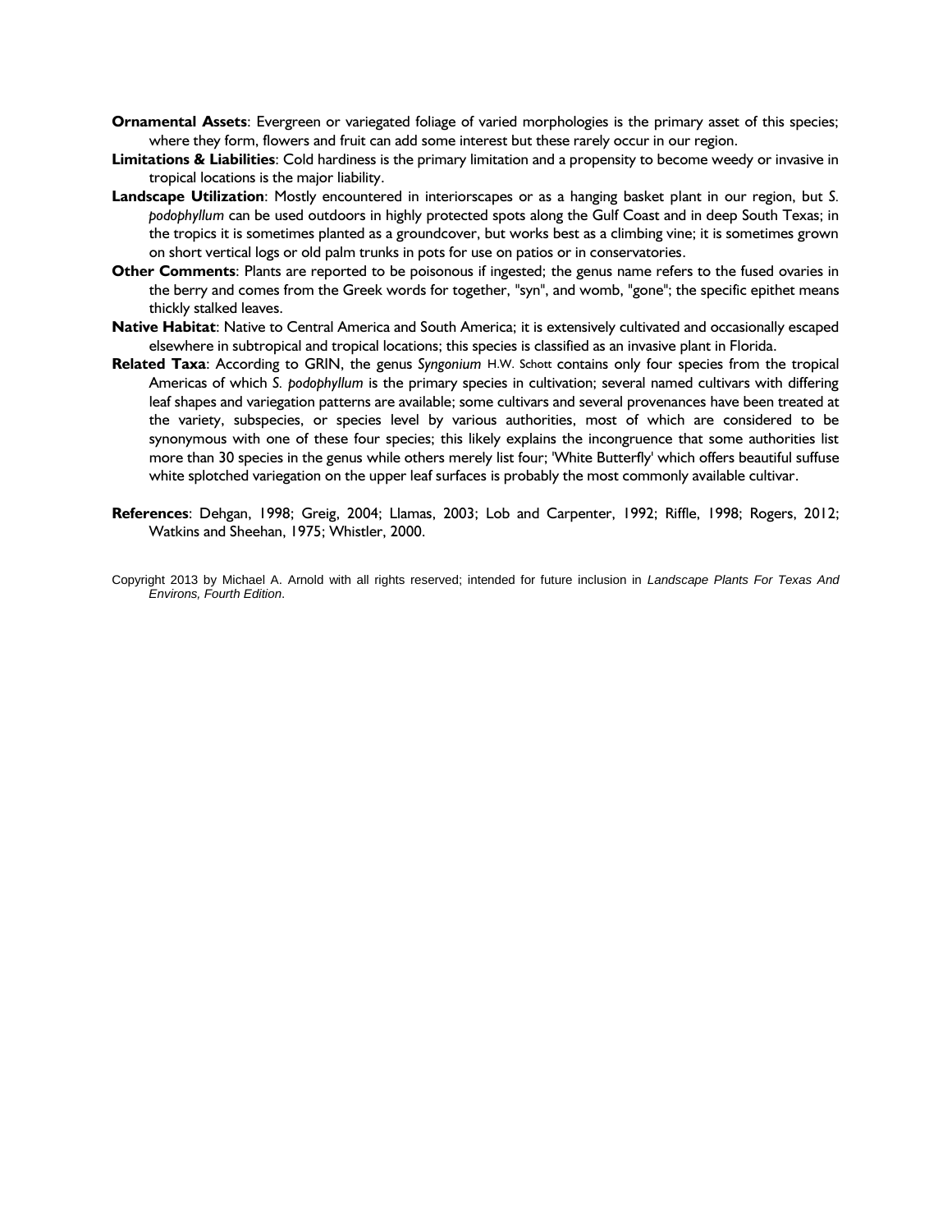**Ornamental Assets**: Evergreen or variegated foliage of varied morphologies is the primary asset of this species; where they form, flowers and fruit can add some interest but these rarely occur in our region.

**Limitations & Liabilities**: Cold hardiness is the primary limitation and a propensity to become weedy or invasive in tropical locations is the major liability.

**Landscape Utilization**: Mostly encountered in interiorscapes or as a hanging basket plant in our region, but *S. podophyllum* can be used outdoors in highly protected spots along the Gulf Coast and in deep South Texas; in the tropics it is sometimes planted as a groundcover, but works best as a climbing vine; it is sometimes grown on short vertical logs or old palm trunks in pots for use on patios or in conservatories.

**Other Comments**: Plants are reported to be poisonous if ingested; the genus name refers to the fused ovaries in the berry and comes from the Greek words for together, "syn", and womb, "gone"; the specific epithet means thickly stalked leaves.

**Native Habitat**: Native to Central America and South America; it is extensively cultivated and occasionally escaped elsewhere in subtropical and tropical locations; this species is classified as an invasive plant in Florida.

**Related Taxa**: According to GRIN, the genus *Syngonium* H.W. Schott contains only four species from the tropical Americas of which *S. podophyllum* is the primary species in cultivation; several named cultivars with differing leaf shapes and variegation patterns are available; some cultivars and several provenances have been treated at the variety, subspecies, or species level by various authorities, most of which are considered to be synonymous with one of these four species; this likely explains the incongruence that some authorities list more than 30 species in the genus while others merely list four; 'White Butterfly' which offers beautiful suffuse white splotched variegation on the upper leaf surfaces is probably the most commonly available cultivar.

**References**: Dehgan, 1998; Greig, 2004; Llamas, 2003; Lob and Carpenter, 1992; Riffle, 1998; Rogers, 2012; Watkins and Sheehan, 1975; Whistler, 2000.

Copyright 2013 by Michael A. Arnold with all rights reserved; intended for future inclusion in *Landscape Plants For Texas And Environs, Fourth Edition*.